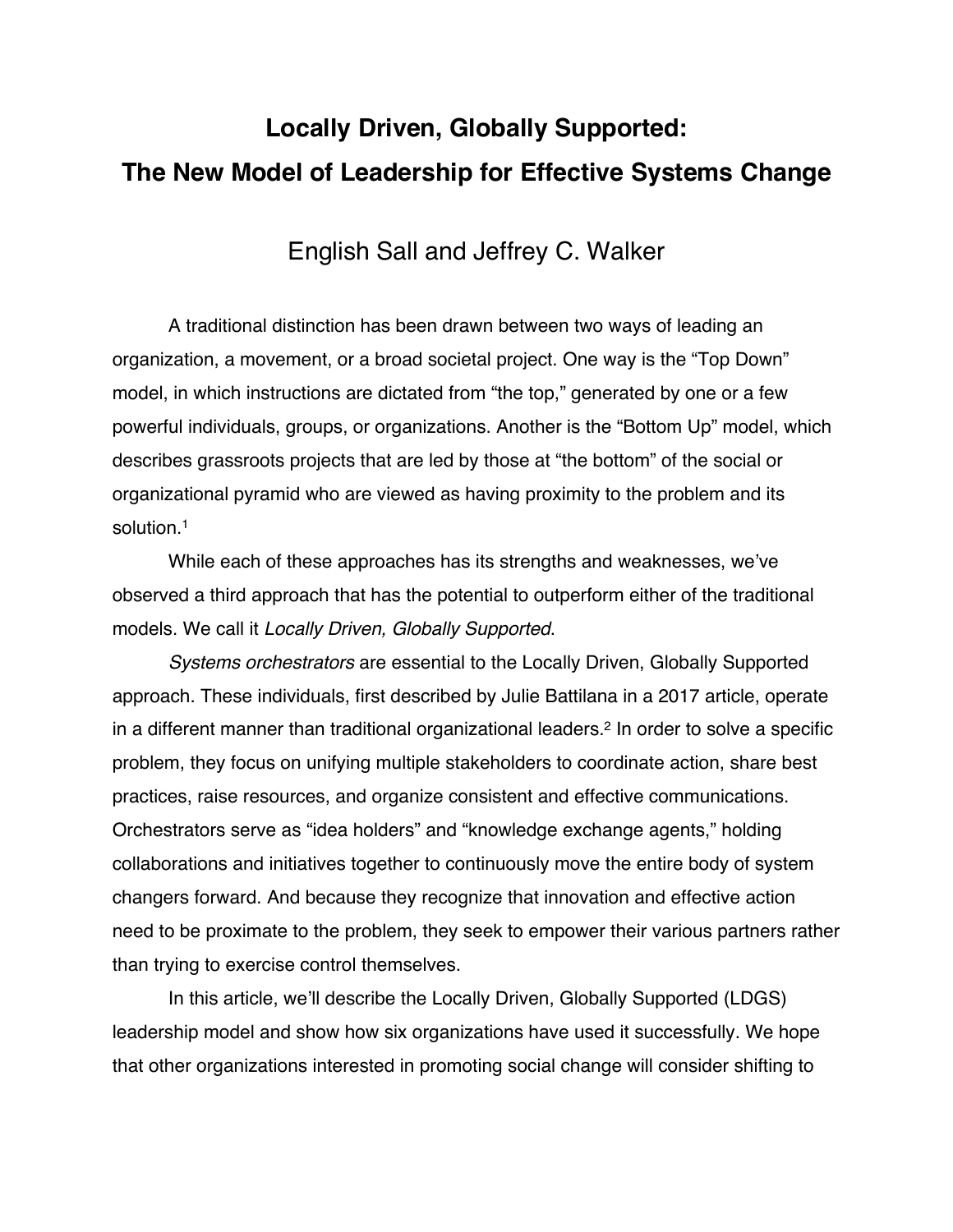# Locally Driven, Globally Supported:
# The New Model of Leadership for Effective Systems Change

English Sall and Jeffrey C. Walker

A traditional distinction has been drawn between two ways of leading an organization, a movement, or a broad societal project. One way is the "Top Down" model, in which instructions are dictated from "the top," generated by one or a few powerful individuals, groups, or organizations. Another is the "Bottom Up" model, which describes grassroots projects that are led by those at "the bottom" of the social or organizational pyramid who are viewed as having proximity to the problem and its solution.[1]

While each of these approaches has its strengths and weaknesses, we've observed a third approach that has the potential to outperform either of the traditional models. We call it *Locally Driven, Globally Supported*.

*Systems orchestrators* are essential to the Locally Driven, Globally Supported approach. These individuals, first described by Julie Battilana in a 2017 article, operate in a different manner than traditional organizational leaders.[2] In order to solve a specific problem, they focus on unifying multiple stakeholders to coordinate action, share best practices, raise resources, and organize consistent and effective communications. Orchestrators serve as "idea holders" and "knowledge exchange agents," holding collaborations and initiatives together to continuously move the entire body of system changers forward. And because they recognize that innovation and effective action need to be proximate to the problem, they seek to empower their various partners rather than trying to exercise control themselves.

In this article, we'll describe the Locally Driven, Globally Supported (LDGS) leadership model and show how six organizations have used it successfully. We hope that other organizations interested in promoting social change will consider shifting to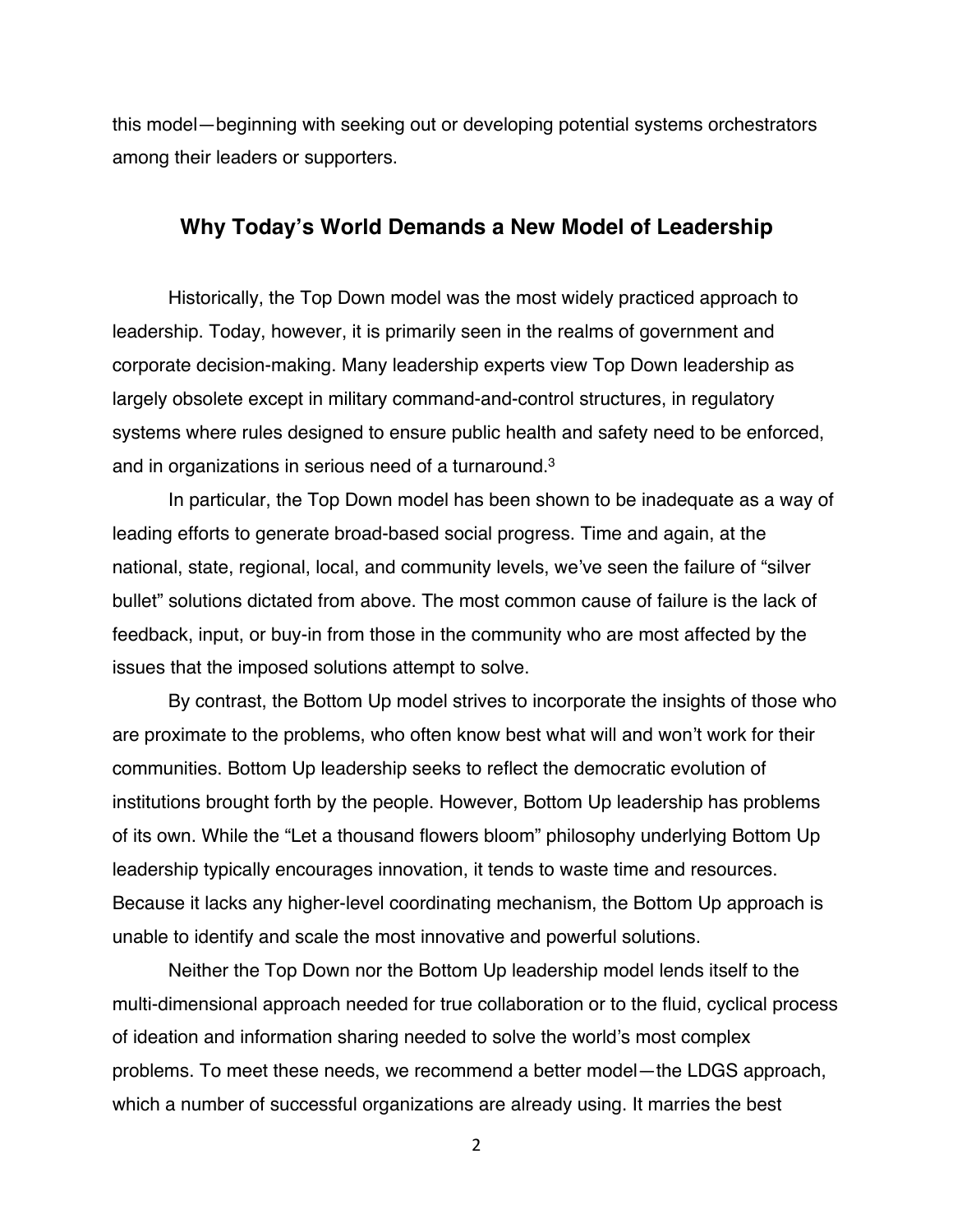this model—beginning with seeking out or developing potential systems orchestrators among their leaders or supporters.

## Why Today's World Demands a New Model of Leadership

Historically, the Top Down model was the most widely practiced approach to leadership. Today, however, it is primarily seen in the realms of government and corporate decision-making. Many leadership experts view Top Down leadership as largely obsolete except in military command-and-control structures, in regulatory systems where rules designed to ensure public health and safety need to be enforced, and in organizations in serious need of a turnaround.[3]

In particular, the Top Down model has been shown to be inadequate as a way of leading efforts to generate broad-based social progress. Time and again, at the national, state, regional, local, and community levels, we've seen the failure of "silver bullet" solutions dictated from above. The most common cause of failure is the lack of feedback, input, or buy-in from those in the community who are most affected by the issues that the imposed solutions attempt to solve.

By contrast, the Bottom Up model strives to incorporate the insights of those who are proximate to the problems, who often know best what will and won't work for their communities. Bottom Up leadership seeks to reflect the democratic evolution of institutions brought forth by the people. However, Bottom Up leadership has problems of its own. While the "Let a thousand flowers bloom" philosophy underlying Bottom Up leadership typically encourages innovation, it tends to waste time and resources. Because it lacks any higher-level coordinating mechanism, the Bottom Up approach is unable to identify and scale the most innovative and powerful solutions.

Neither the Top Down nor the Bottom Up leadership model lends itself to the multi-dimensional approach needed for true collaboration or to the fluid, cyclical process of ideation and information sharing needed to solve the world's most complex problems. To meet these needs, we recommend a better model—the LDGS approach, which a number of successful organizations are already using. It marries the best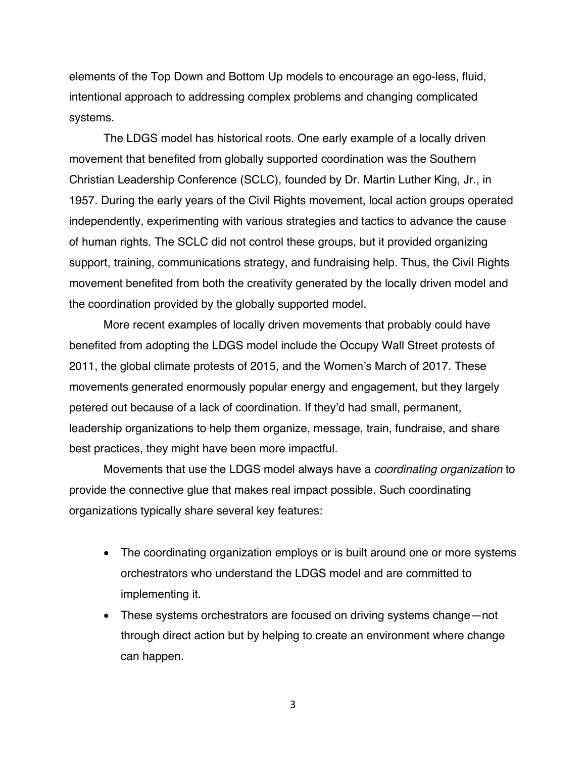elements of the Top Down and Bottom Up models to encourage an ego-less, fluid, intentional approach to addressing complex problems and changing complicated systems.

The LDGS model has historical roots. One early example of a locally driven movement that benefited from globally supported coordination was the Southern Christian Leadership Conference (SCLC), founded by Dr. Martin Luther King, Jr., in 1957. During the early years of the Civil Rights movement, local action groups operated independently, experimenting with various strategies and tactics to advance the cause of human rights. The SCLC did not control these groups, but it provided organizing support, training, communications strategy, and fundraising help. Thus, the Civil Rights movement benefited from both the creativity generated by the locally driven model and the coordination provided by the globally supported model.

More recent examples of locally driven movements that probably could have benefited from adopting the LDGS model include the Occupy Wall Street protests of 2011, the global climate protests of 2015, and the Women's March of 2017. These movements generated enormously popular energy and engagement, but they largely petered out because of a lack of coordination. If they'd had small, permanent, leadership organizations to help them organize, message, train, fundraise, and share best practices, they might have been more impactful.

Movements that use the LDGS model always have a *coordinating organization* to provide the connective glue that makes real impact possible. Such coordinating organizations typically share several key features:

- The coordinating organization employs or is built around one or more systems orchestrators who understand the LDGS model and are committed to implementing it.
- These systems orchestrators are focused on driving systems change—not through direct action but by helping to create an environment where change can happen.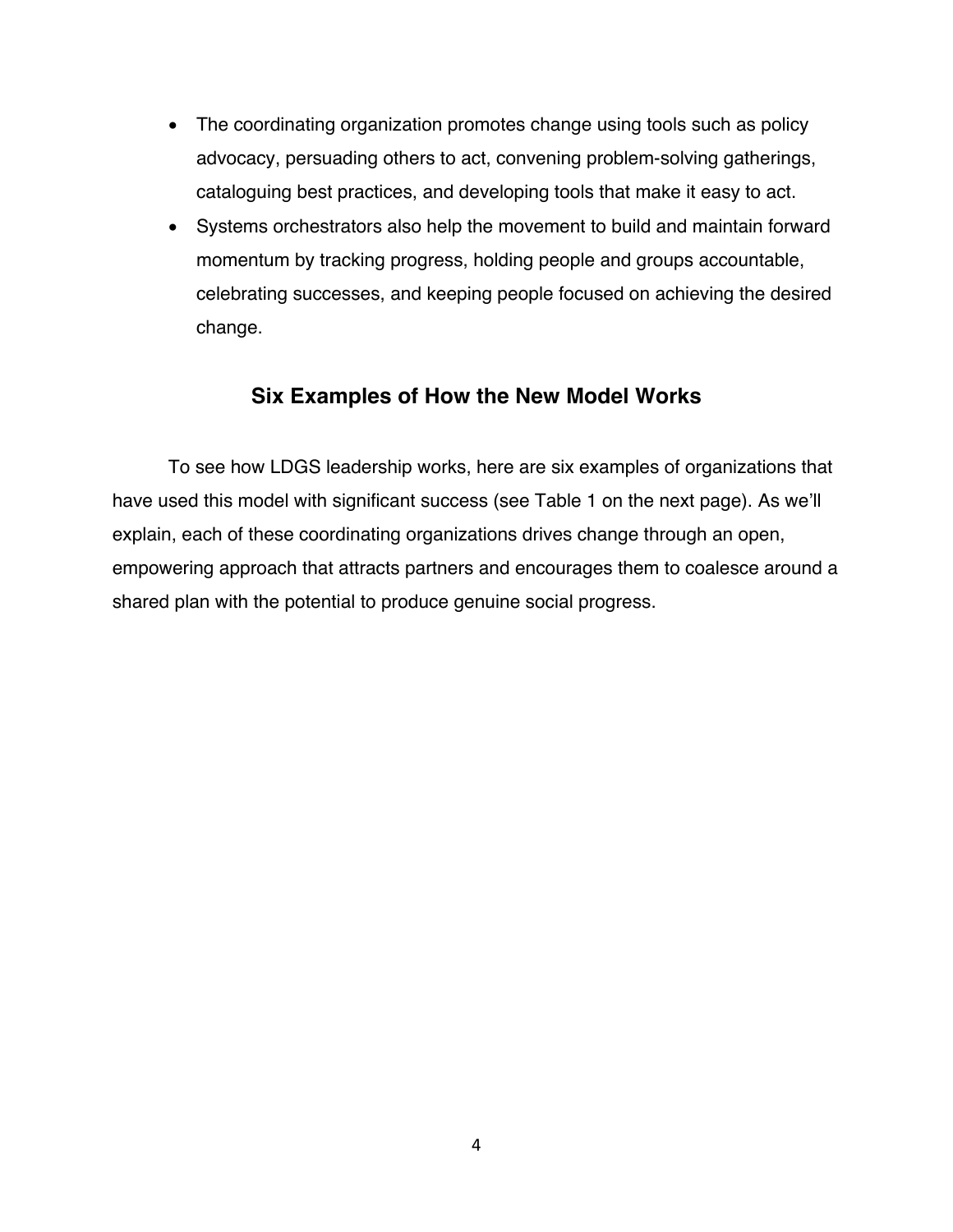- The coordinating organization promotes change using tools such as policy advocacy, persuading others to act, convening problem-solving gatherings, cataloguing best practices, and developing tools that make it easy to act.
- Systems orchestrators also help the movement to build and maintain forward momentum by tracking progress, holding people and groups accountable, celebrating successes, and keeping people focused on achieving the desired change.

## Six Examples of How the New Model Works

To see how LDGS leadership works, here are six examples of organizations that have used this model with significant success (see Table 1 on the next page). As we'll explain, each of these coordinating organizations drives change through an open, empowering approach that attracts partners and encourages them to coalesce around a shared plan with the potential to produce genuine social progress.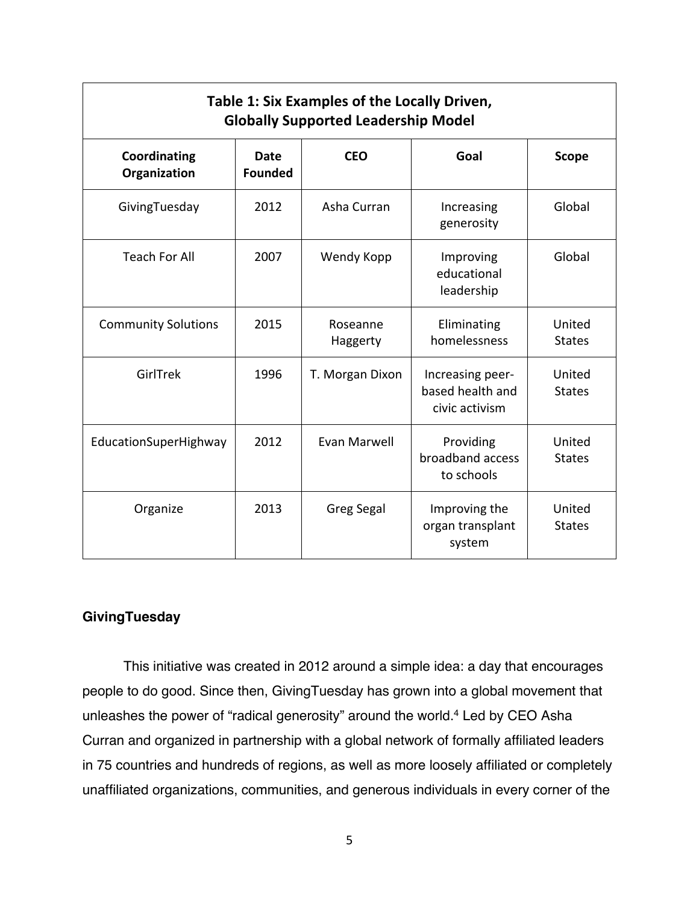| Table 1: Six Examples of the Locally Driven, Globally Supported Leadership Model | | | | |
|---|---|---|---|---|
| **Coordinating Organization** | **Date Founded** | **CEO** | **Goal** | **Scope** |
| GivingTuesday | 2012 | Asha Curran | Increasing generosity | Global |
| Teach For All | 2007 | Wendy Kopp | Improving educational leadership | Global |
| Community Solutions | 2015 | Roseanne Haggerty | Eliminating homelessness | United States |
| GirlTrek | 1996 | T. Morgan Dixon | Increasing peer-based health and civic activism | United States |
| EducationSuperHighway | 2012 | Evan Marwell | Providing broadband access to schools | United States |
| Organize | 2013 | Greg Segal | Improving the organ transplant system | United States |

### GivingTuesday

This initiative was created in 2012 around a simple idea: a day that encourages people to do good. Since then, GivingTuesday has grown into a global movement that unleashes the power of "radical generosity" around the world.[4] Led by CEO Asha Curran and organized in partnership with a global network of formally affiliated leaders in 75 countries and hundreds of regions, as well as more loosely affiliated or completely unaffiliated organizations, communities, and generous individuals in every corner of the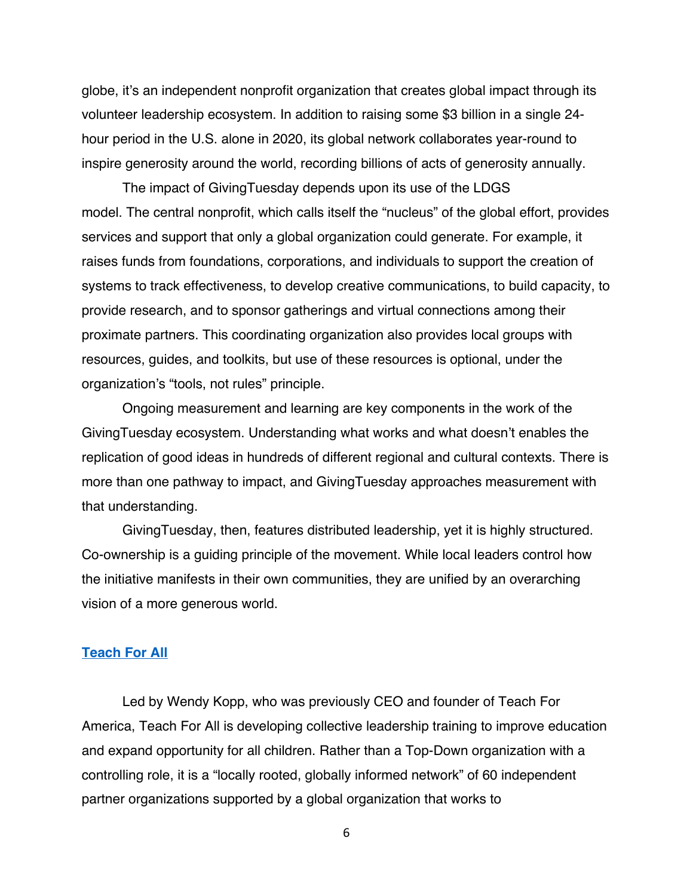globe, it's an independent nonprofit organization that creates global impact through its volunteer leadership ecosystem. In addition to raising some $3 billion in a single 24-hour period in the U.S. alone in 2020, its global network collaborates year-round to inspire generosity around the world, recording billions of acts of generosity annually.

The impact of GivingTuesday depends upon its use of the LDGS model. The central nonprofit, which calls itself the "nucleus" of the global effort, provides services and support that only a global organization could generate. For example, it raises funds from foundations, corporations, and individuals to support the creation of systems to track effectiveness, to develop creative communications, to build capacity, to provide research, and to sponsor gatherings and virtual connections among their proximate partners. This coordinating organization also provides local groups with resources, guides, and toolkits, but use of these resources is optional, under the organization's "tools, not rules" principle.

Ongoing measurement and learning are key components in the work of the GivingTuesday ecosystem. Understanding what works and what doesn't enables the replication of good ideas in hundreds of different regional and cultural contexts. There is more than one pathway to impact, and GivingTuesday approaches measurement with that understanding.

GivingTuesday, then, features distributed leadership, yet it is highly structured. Co-ownership is a guiding principle of the movement. While local leaders control how the initiative manifests in their own communities, they are unified by an overarching vision of a more generous world.

### Teach For All

Led by Wendy Kopp, who was previously CEO and founder of Teach For America, Teach For All is developing collective leadership training to improve education and expand opportunity for all children. Rather than a Top-Down organization with a controlling role, it is a "locally rooted, globally informed network" of 60 independent partner organizations supported by a global organization that works to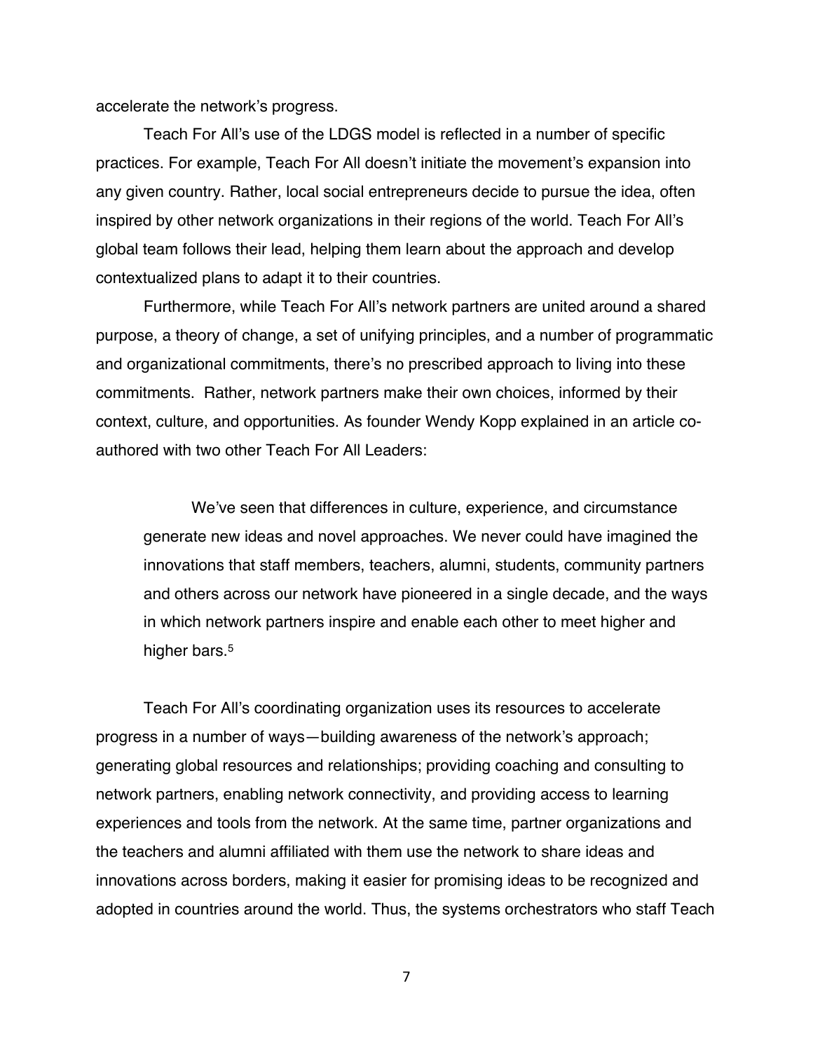accelerate the network's progress.

Teach For All's use of the LDGS model is reflected in a number of specific practices. For example, Teach For All doesn't initiate the movement's expansion into any given country. Rather, local social entrepreneurs decide to pursue the idea, often inspired by other network organizations in their regions of the world. Teach For All's global team follows their lead, helping them learn about the approach and develop contextualized plans to adapt it to their countries.

Furthermore, while Teach For All's network partners are united around a shared purpose, a theory of change, a set of unifying principles, and a number of programmatic and organizational commitments, there's no prescribed approach to living into these commitments. Rather, network partners make their own choices, informed by their context, culture, and opportunities. As founder Wendy Kopp explained in an article co-authored with two other Teach For All Leaders:

> We've seen that differences in culture, experience, and circumstance generate new ideas and novel approaches. We never could have imagined the innovations that staff members, teachers, alumni, students, community partners and others across our network have pioneered in a single decade, and the ways in which network partners inspire and enable each other to meet higher and higher bars.[5]

Teach For All's coordinating organization uses its resources to accelerate progress in a number of ways—building awareness of the network's approach; generating global resources and relationships; providing coaching and consulting to network partners, enabling network connectivity, and providing access to learning experiences and tools from the network. At the same time, partner organizations and the teachers and alumni affiliated with them use the network to share ideas and innovations across borders, making it easier for promising ideas to be recognized and adopted in countries around the world. Thus, the systems orchestrators who staff Teach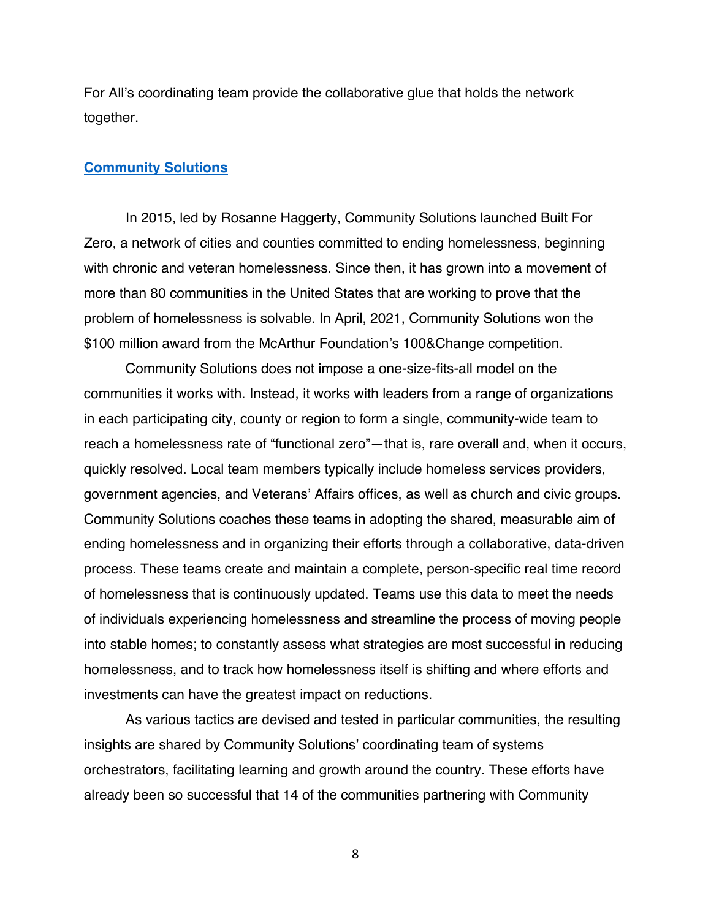For All's coordinating team provide the collaborative glue that holds the network together.

## Community Solutions

In 2015, led by Rosanne Haggerty, Community Solutions launched Built For Zero, a network of cities and counties committed to ending homelessness, beginning with chronic and veteran homelessness. Since then, it has grown into a movement of more than 80 communities in the United States that are working to prove that the problem of homelessness is solvable. In April, 2021, Community Solutions won the $100 million award from the McArthur Foundation's 100&Change competition.

Community Solutions does not impose a one-size-fits-all model on the communities it works with. Instead, it works with leaders from a range of organizations in each participating city, county or region to form a single, community-wide team to reach a homelessness rate of "functional zero"—that is, rare overall and, when it occurs, quickly resolved. Local team members typically include homeless services providers, government agencies, and Veterans' Affairs offices, as well as church and civic groups. Community Solutions coaches these teams in adopting the shared, measurable aim of ending homelessness and in organizing their efforts through a collaborative, data-driven process. These teams create and maintain a complete, person-specific real time record of homelessness that is continuously updated. Teams use this data to meet the needs of individuals experiencing homelessness and streamline the process of moving people into stable homes; to constantly assess what strategies are most successful in reducing homelessness, and to track how homelessness itself is shifting and where efforts and investments can have the greatest impact on reductions.

As various tactics are devised and tested in particular communities, the resulting insights are shared by Community Solutions' coordinating team of systems orchestrators, facilitating learning and growth around the country. These efforts have already been so successful that 14 of the communities partnering with Community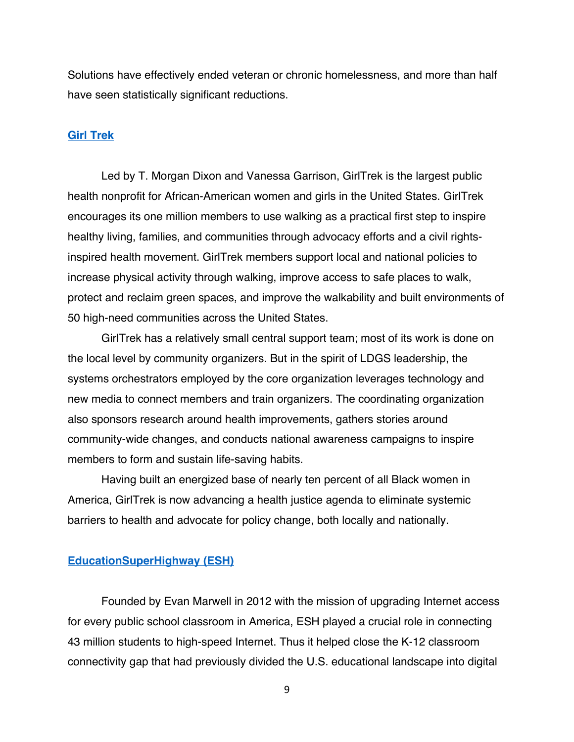Solutions have effectively ended veteran or chronic homelessness, and more than half have seen statistically significant reductions.

### Girl Trek

Led by T. Morgan Dixon and Vanessa Garrison, GirlTrek is the largest public health nonprofit for African-American women and girls in the United States. GirlTrek encourages its one million members to use walking as a practical first step to inspire healthy living, families, and communities through advocacy efforts and a civil rights-inspired health movement. GirlTrek members support local and national policies to increase physical activity through walking, improve access to safe places to walk, protect and reclaim green spaces, and improve the walkability and built environments of 50 high-need communities across the United States.

GirlTrek has a relatively small central support team; most of its work is done on the local level by community organizers. But in the spirit of LDGS leadership, the systems orchestrators employed by the core organization leverages technology and new media to connect members and train organizers. The coordinating organization also sponsors research around health improvements, gathers stories around community-wide changes, and conducts national awareness campaigns to inspire members to form and sustain life-saving habits.

Having built an energized base of nearly ten percent of all Black women in America, GirlTrek is now advancing a health justice agenda to eliminate systemic barriers to health and advocate for policy change, both locally and nationally.

### EducationSuperHighway (ESH)

Founded by Evan Marwell in 2012 with the mission of upgrading Internet access for every public school classroom in America, ESH played a crucial role in connecting 43 million students to high-speed Internet. Thus it helped close the K-12 classroom connectivity gap that had previously divided the U.S. educational landscape into digital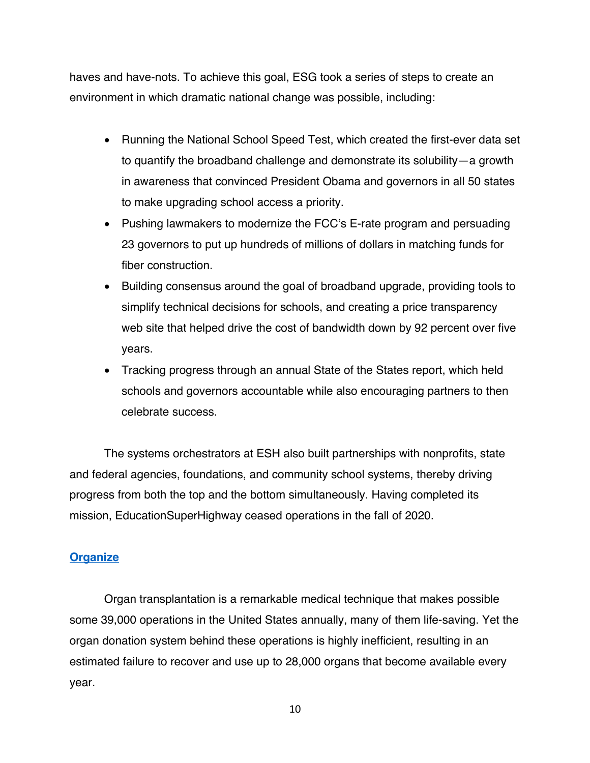haves and have-nots. To achieve this goal, ESG took a series of steps to create an environment in which dramatic national change was possible, including:

- Running the National School Speed Test, which created the first-ever data set to quantify the broadband challenge and demonstrate its solubility—a growth in awareness that convinced President Obama and governors in all 50 states to make upgrading school access a priority.
- Pushing lawmakers to modernize the FCC's E-rate program and persuading 23 governors to put up hundreds of millions of dollars in matching funds for fiber construction.
- Building consensus around the goal of broadband upgrade, providing tools to simplify technical decisions for schools, and creating a price transparency web site that helped drive the cost of bandwidth down by 92 percent over five years.
- Tracking progress through an annual State of the States report, which held schools and governors accountable while also encouraging partners to then celebrate success.

The systems orchestrators at ESH also built partnerships with nonprofits, state and federal agencies, foundations, and community school systems, thereby driving progress from both the top and the bottom simultaneously. Having completed its mission, EducationSuperHighway ceased operations in the fall of 2020.

## Organize

Organ transplantation is a remarkable medical technique that makes possible some 39,000 operations in the United States annually, many of them life-saving. Yet the organ donation system behind these operations is highly inefficient, resulting in an estimated failure to recover and use up to 28,000 organs that become available every year.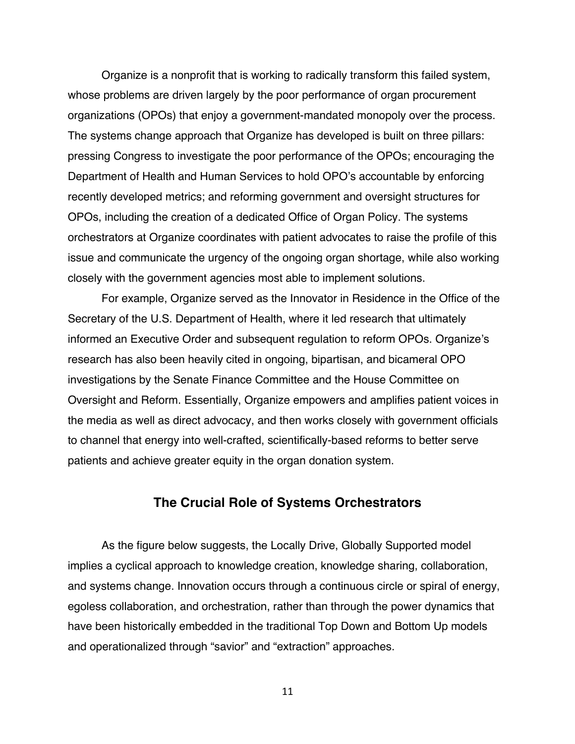Organize is a nonprofit that is working to radically transform this failed system, whose problems are driven largely by the poor performance of organ procurement organizations (OPOs) that enjoy a government-mandated monopoly over the process. The systems change approach that Organize has developed is built on three pillars: pressing Congress to investigate the poor performance of the OPOs; encouraging the Department of Health and Human Services to hold OPO's accountable by enforcing recently developed metrics; and reforming government and oversight structures for OPOs, including the creation of a dedicated Office of Organ Policy. The systems orchestrators at Organize coordinates with patient advocates to raise the profile of this issue and communicate the urgency of the ongoing organ shortage, while also working closely with the government agencies most able to implement solutions.

For example, Organize served as the Innovator in Residence in the Office of the Secretary of the U.S. Department of Health, where it led research that ultimately informed an Executive Order and subsequent regulation to reform OPOs. Organize's research has also been heavily cited in ongoing, bipartisan, and bicameral OPO investigations by the Senate Finance Committee and the House Committee on Oversight and Reform. Essentially, Organize empowers and amplifies patient voices in the media as well as direct advocacy, and then works closely with government officials to channel that energy into well-crafted, scientifically-based reforms to better serve patients and achieve greater equity in the organ donation system.

## The Crucial Role of Systems Orchestrators

As the figure below suggests, the Locally Drive, Globally Supported model implies a cyclical approach to knowledge creation, knowledge sharing, collaboration, and systems change. Innovation occurs through a continuous circle or spiral of energy, egoless collaboration, and orchestration, rather than through the power dynamics that have been historically embedded in the traditional Top Down and Bottom Up models and operationalized through "savior" and "extraction" approaches.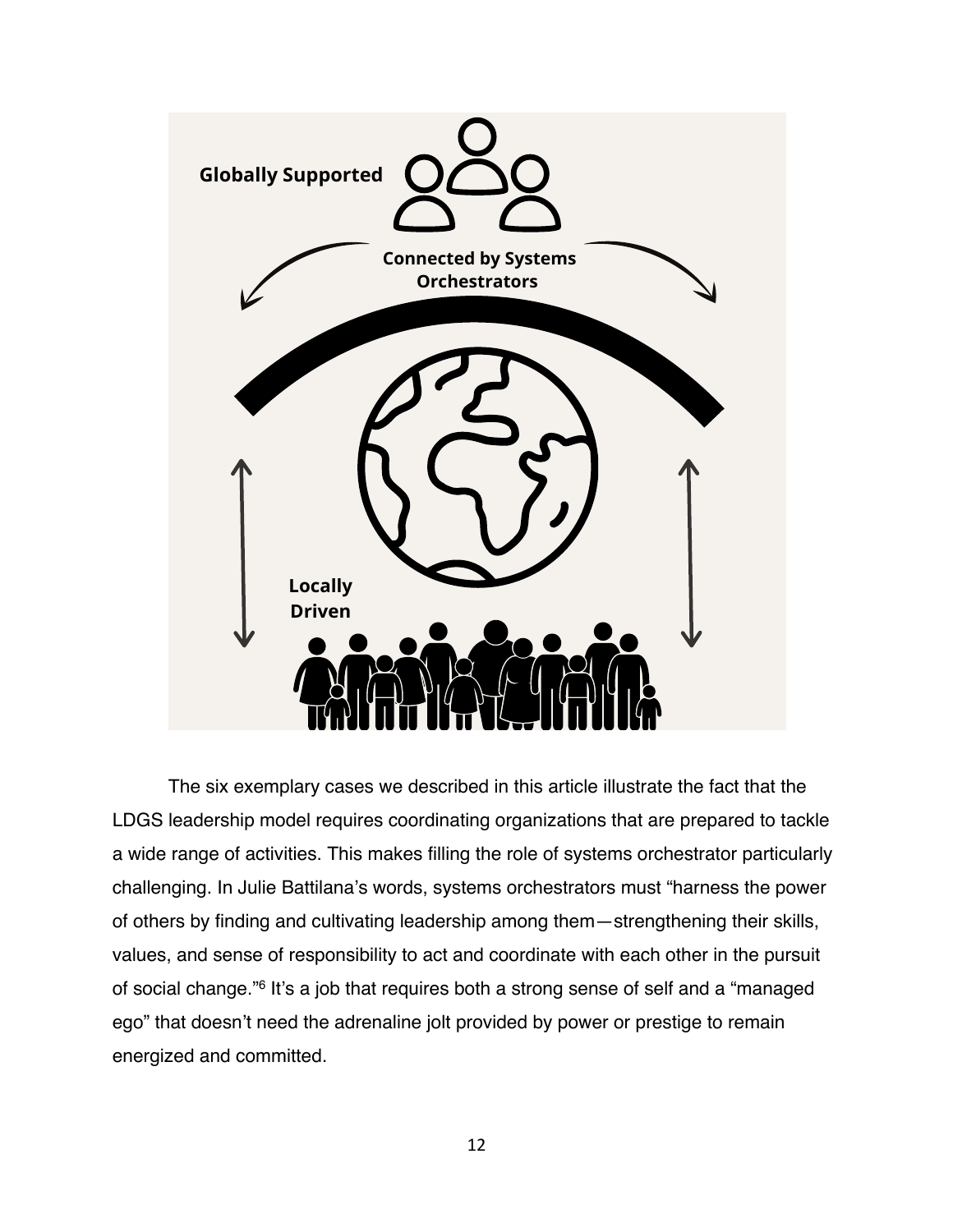Globally Supported

Connected by Systems Orchestrators

Locally Driven

The six exemplary cases we described in this article illustrate the fact that the LDGS leadership model requires coordinating organizations that are prepared to tackle a wide range of activities. This makes filling the role of systems orchestrator particularly challenging. In Julie Battilana's words, systems orchestrators must "harness the power of others by finding and cultivating leadership among them—strengthening their skills, values, and sense of responsibility to act and coordinate with each other in the pursuit of social change."[6] It's a job that requires both a strong sense of self and a "managed ego" that doesn't need the adrenaline jolt provided by power or prestige to remain energized and committed.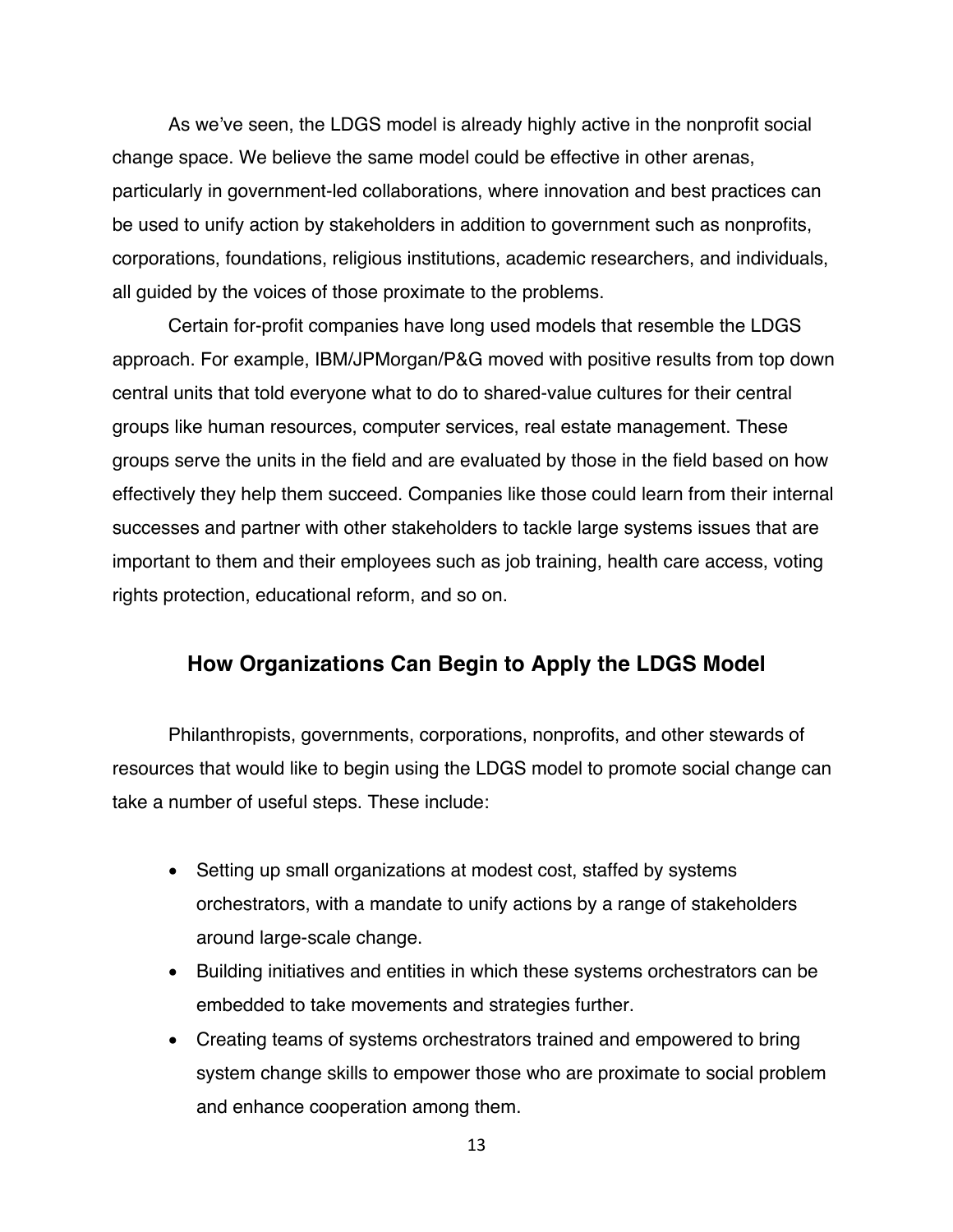As we've seen, the LDGS model is already highly active in the nonprofit social change space. We believe the same model could be effective in other arenas, particularly in government-led collaborations, where innovation and best practices can be used to unify action by stakeholders in addition to government such as nonprofits, corporations, foundations, religious institutions, academic researchers, and individuals, all guided by the voices of those proximate to the problems.

Certain for-profit companies have long used models that resemble the LDGS approach. For example, IBM/JPMorgan/P&G moved with positive results from top down central units that told everyone what to do to shared-value cultures for their central groups like human resources, computer services, real estate management. These groups serve the units in the field and are evaluated by those in the field based on how effectively they help them succeed. Companies like those could learn from their internal successes and partner with other stakeholders to tackle large systems issues that are important to them and their employees such as job training, health care access, voting rights protection, educational reform, and so on.

## How Organizations Can Begin to Apply the LDGS Model

Philanthropists, governments, corporations, nonprofits, and other stewards of resources that would like to begin using the LDGS model to promote social change can take a number of useful steps. These include:

- Setting up small organizations at modest cost, staffed by systems orchestrators, with a mandate to unify actions by a range of stakeholders around large-scale change.
- Building initiatives and entities in which these systems orchestrators can be embedded to take movements and strategies further.
- Creating teams of systems orchestrators trained and empowered to bring system change skills to empower those who are proximate to social problem and enhance cooperation among them.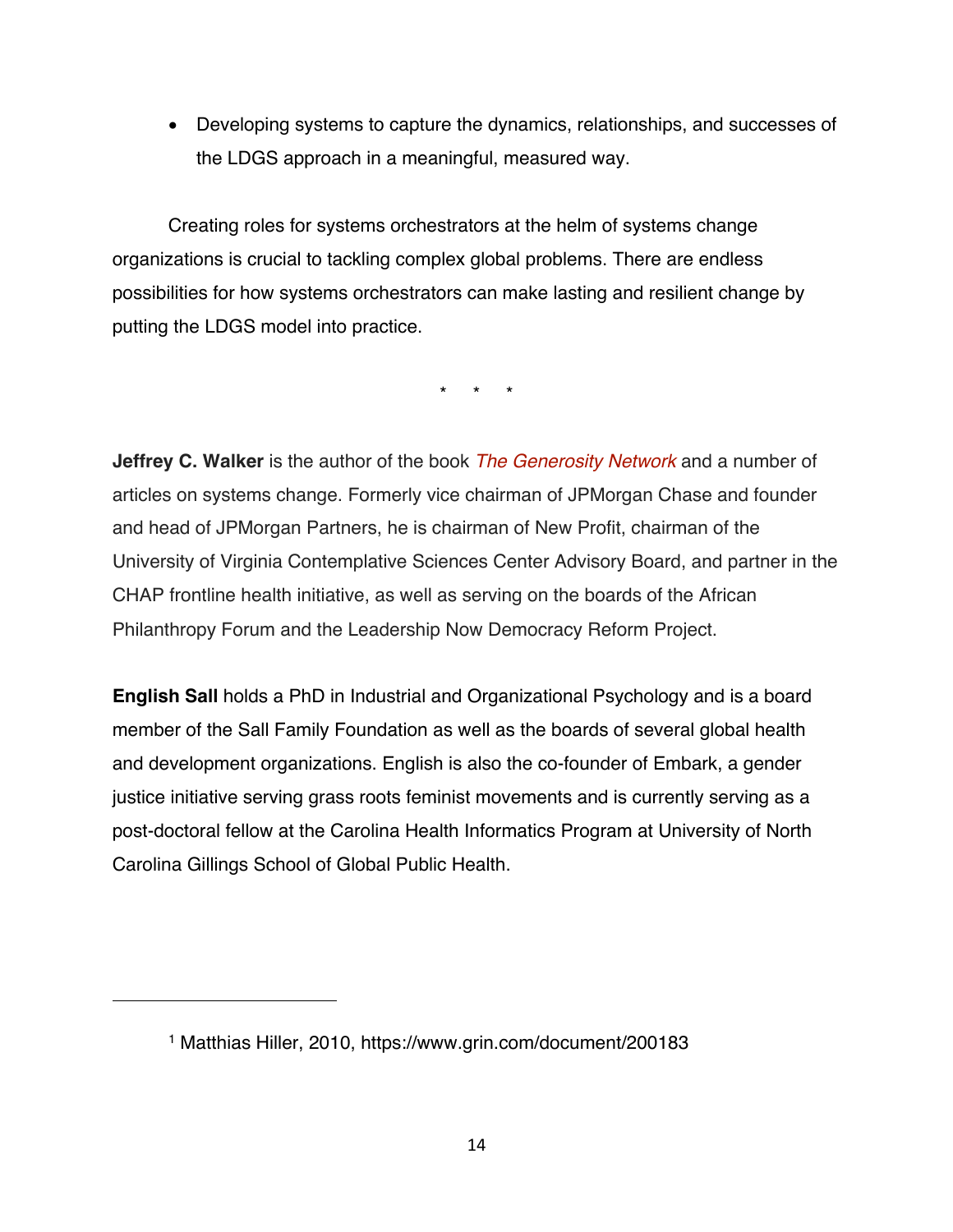- Developing systems to capture the dynamics, relationships, and successes of the LDGS approach in a meaningful, measured way.

Creating roles for systems orchestrators at the helm of systems change organizations is crucial to tackling complex global problems. There are endless possibilities for how systems orchestrators can make lasting and resilient change by putting the LDGS model into practice.

\* \* \*

**Jeffrey C. Walker** is the author of the book *The Generosity Network* and a number of articles on systems change. Formerly vice chairman of JPMorgan Chase and founder and head of JPMorgan Partners, he is chairman of New Profit, chairman of the University of Virginia Contemplative Sciences Center Advisory Board, and partner in the CHAP frontline health initiative, as well as serving on the boards of the African Philanthropy Forum and the Leadership Now Democracy Reform Project.

**English Sall** holds a PhD in Industrial and Organizational Psychology and is a board member of the Sall Family Foundation as well as the boards of several global health and development organizations. English is also the co-founder of Embark, a gender justice initiative serving grass roots feminist movements and is currently serving as a post-doctoral fellow at the Carolina Health Informatics Program at University of North Carolina Gillings School of Global Public Health.

---

[1] Matthias Hiller, 2010, https://www.grin.com/document/200183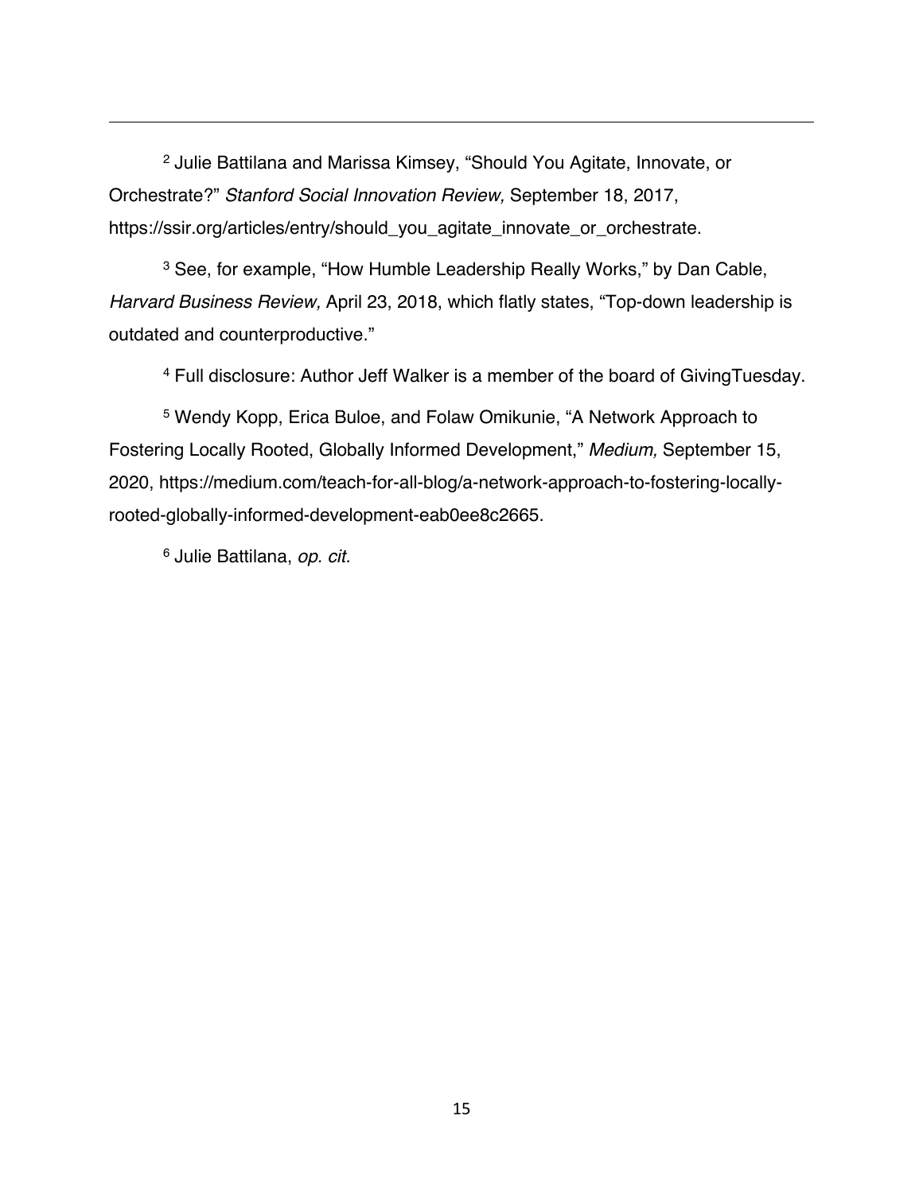---

[2] Julie Battilana and Marissa Kimsey, "Should You Agitate, Innovate, or Orchestrate?" *Stanford Social Innovation Review,* September 18, 2017, https://ssir.org/articles/entry/should_you_agitate_innovate_or_orchestrate.

[3] See, for example, "How Humble Leadership Really Works," by Dan Cable, *Harvard Business Review,* April 23, 2018, which flatly states, "Top-down leadership is outdated and counterproductive."

[4] Full disclosure: Author Jeff Walker is a member of the board of GivingTuesday.

[5] Wendy Kopp, Erica Buloe, and Folaw Omikunie, "A Network Approach to Fostering Locally Rooted, Globally Informed Development," *Medium,* September 15, 2020, https://medium.com/teach-for-all-blog/a-network-approach-to-fostering-locally-rooted-globally-informed-development-eab0ee8c2665.

[6] Julie Battilana, *op. cit.*